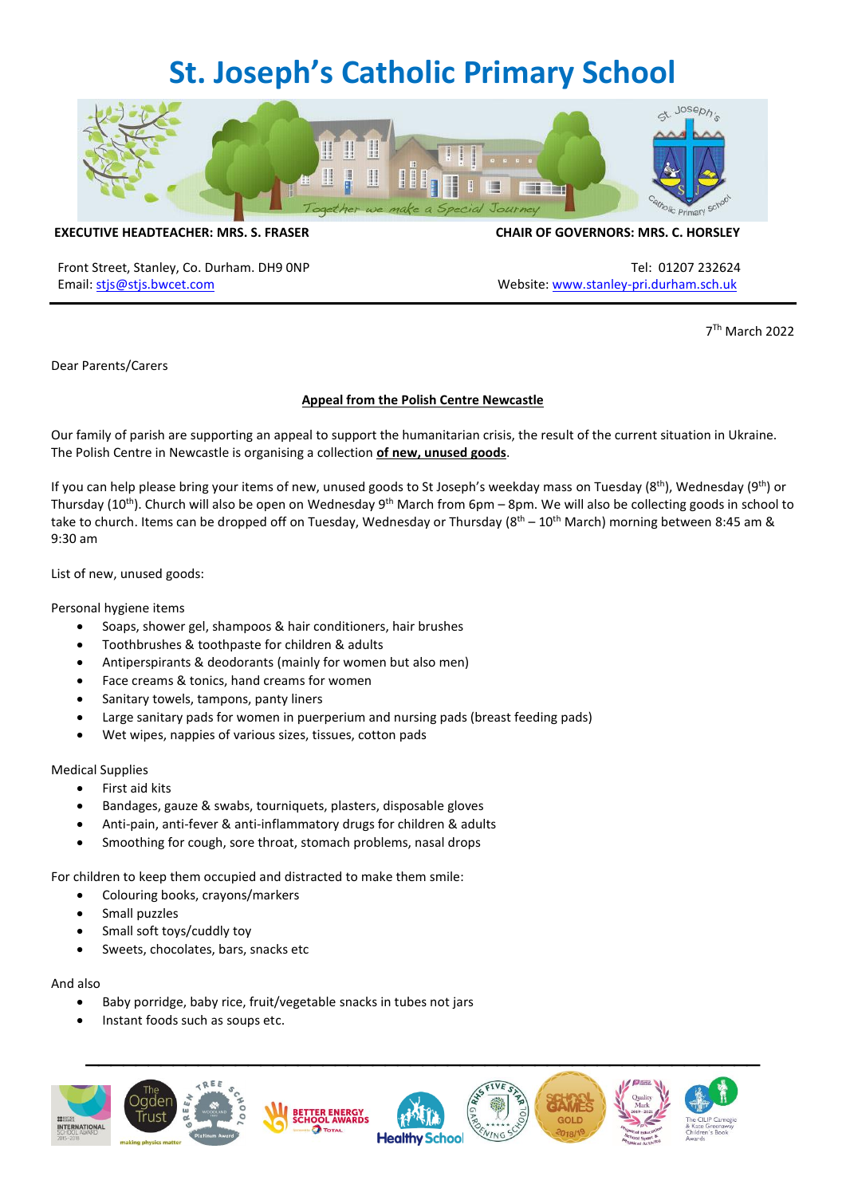# St. Joseph's Catholic Primary School

**EXECUTIVE HEADTEACHER: MRS. S. FRASER**

**CHAIR OF GOVERNORS: MRS. C. HORSLEY**

Front Street, Stanley, Co. Durham. DH9 0NP
Email: stjs@stjs.bwcet.com

Tel: 01207 232624
Website: www.stanley-pri.durham.sch.uk

---

7th March 2022

Dear Parents/Carers

**Appeal from the Polish Centre Newcastle**

Our family of parish are supporting an appeal to support the humanitarian crisis, the result of the current situation in Ukraine. The Polish Centre in Newcastle is organising a collection **of new, unused goods**.

If you can help please bring your items of new, unused goods to St Joseph's weekday mass on Tuesday (8th), Wednesday (9th) or Thursday (10th). Church will also be open on Wednesday 9th March from 6pm – 8pm. We will also be collecting goods in school to take to church. Items can be dropped off on Tuesday, Wednesday or Thursday (8th – 10th March) morning between 8:45 am & 9:30 am

List of new, unused goods:

Personal hygiene items

- Soaps, shower gel, shampoos & hair conditioners, hair brushes
- Toothbrushes & toothpaste for children & adults
- Antiperspirants & deodorants (mainly for women but also men)
- Face creams & tonics, hand creams for women
- Sanitary towels, tampons, panty liners
- Large sanitary pads for women in puerperium and nursing pads (breast feeding pads)
- Wet wipes, nappies of various sizes, tissues, cotton pads

Medical Supplies

- First aid kits
- Bandages, gauze & swabs, tourniquets, plasters, disposable gloves
- Anti-pain, anti-fever & anti-inflammatory drugs for children & adults
- Smoothing for cough, sore throat, stomach problems, nasal drops

For children to keep them occupied and distracted to make them smile:

- Colouring books, crayons/markers
- Small puzzles
- Small soft toys/cuddly toy
- Sweets, chocolates, bars, snacks etc

And also

- Baby porridge, baby rice, fruit/vegetable snacks in tubes not jars
- Instant foods such as soups etc.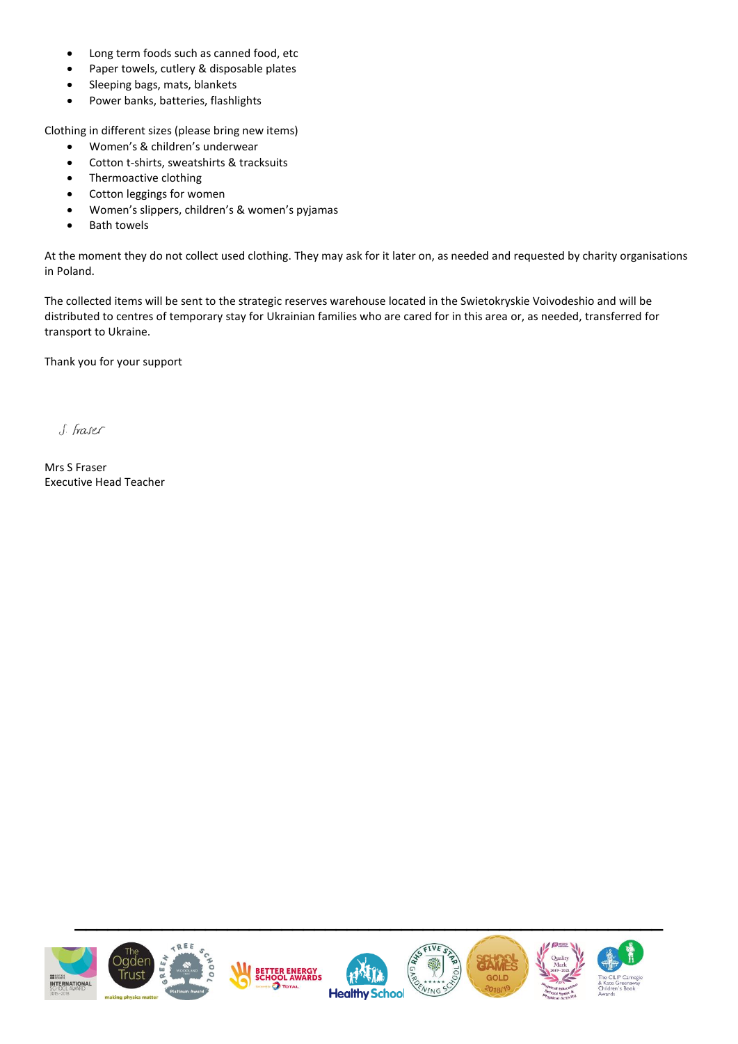- Long term foods such as canned food, etc
- Paper towels, cutlery & disposable plates
- Sleeping bags, mats, blankets
- Power banks, batteries, flashlights

Clothing in different sizes (please bring new items)

- Women's & children's underwear
- Cotton t-shirts, sweatshirts & tracksuits
- Thermoactive clothing
- Cotton leggings for women
- Women's slippers, children's & women's pyjamas
- Bath towels

At the moment they do not collect used clothing. They may ask for it later on, as needed and requested by charity organisations in Poland.

The collected items will be sent to the strategic reserves warehouse located in the Swietokryskie Voivodeshio and will be distributed to centres of temporary stay for Ukrainian families who are cared for in this area or, as needed, transferred for transport to Ukraine.

Thank you for your support

S. Fraser

Mrs S Fraser
Executive Head Teacher